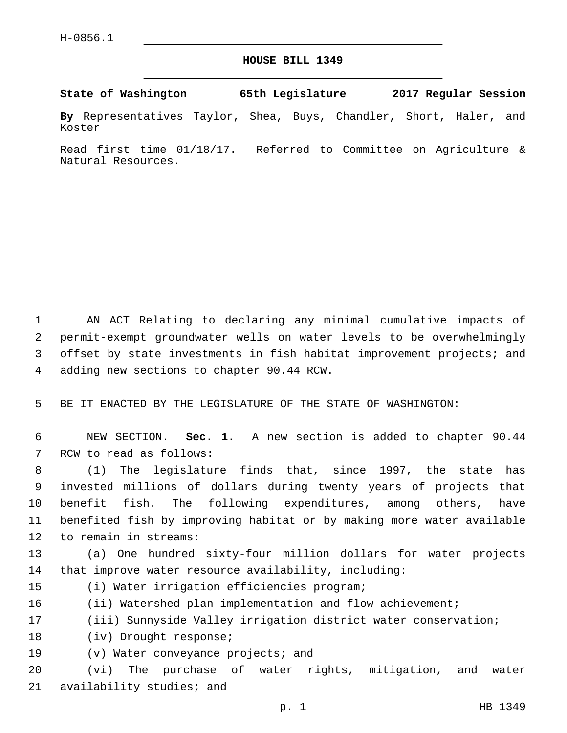H-0856.1

# HOUSE BILL 1349

**State of Washington 65th Legislature 2017 Regular Session**

**By** Representatives Taylor, Shea, Buys, Chandler, Short, Haler, and Koster

Read first time 01/18/17. Referred to Committee on Agriculture & Natural Resources.

AN ACT Relating to declaring any minimal cumulative impacts of permit-exempt groundwater wells on water levels to be overwhelmingly offset by state investments in fish habitat improvement projects; and adding new sections to chapter 90.44 RCW.

BE IT ENACTED BY THE LEGISLATURE OF THE STATE OF WASHINGTON:

NEW SECTION. **Sec. 1.** A new section is added to chapter 90.44 RCW to read as follows:

(1) The legislature finds that, since 1997, the state has invested millions of dollars during twenty years of projects that benefit fish. The following expenditures, among others, have benefited fish by improving habitat or by making more water available to remain in streams:

(a) One hundred sixty-four million dollars for water projects that improve water resource availability, including:

(i) Water irrigation efficiencies program;

(ii) Watershed plan implementation and flow achievement;

(iii) Sunnyside Valley irrigation district water conservation;

(iv) Drought response;

(v) Water conveyance projects; and

(vi) The purchase of water rights, mitigation, and water availability studies; and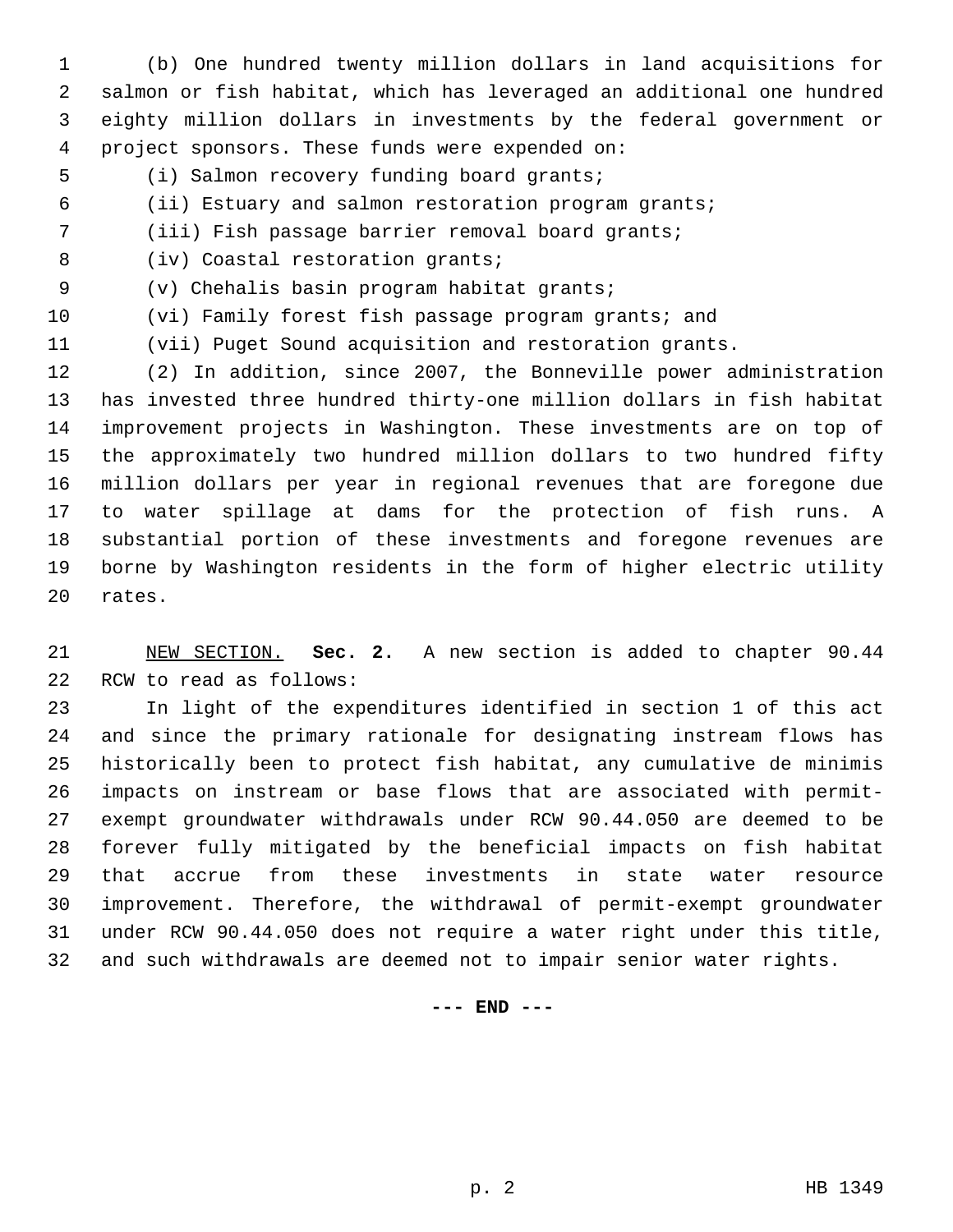(b) One hundred twenty million dollars in land acquisitions for salmon or fish habitat, which has leveraged an additional one hundred eighty million dollars in investments by the federal government or project sponsors. These funds were expended on:

(i) Salmon recovery funding board grants;

(ii) Estuary and salmon restoration program grants;

(iii) Fish passage barrier removal board grants;

(iv) Coastal restoration grants;

(v) Chehalis basin program habitat grants;

(vi) Family forest fish passage program grants; and

(vii) Puget Sound acquisition and restoration grants.

(2) In addition, since 2007, the Bonneville power administration has invested three hundred thirty-one million dollars in fish habitat improvement projects in Washington. These investments are on top of the approximately two hundred million dollars to two hundred fifty million dollars per year in regional revenues that are foregone due to water spillage at dams for the protection of fish runs. A substantial portion of these investments and foregone revenues are borne by Washington residents in the form of higher electric utility rates.

NEW SECTION. **Sec. 2.** A new section is added to chapter 90.44 RCW to read as follows:

In light of the expenditures identified in section 1 of this act and since the primary rationale for designating instream flows has historically been to protect fish habitat, any cumulative de minimis impacts on instream or base flows that are associated with permit-exempt groundwater withdrawals under RCW 90.44.050 are deemed to be forever fully mitigated by the beneficial impacts on fish habitat that accrue from these investments in state water resource improvement. Therefore, the withdrawal of permit-exempt groundwater under RCW 90.44.050 does not require a water right under this title, and such withdrawals are deemed not to impair senior water rights.

**--- END ---**